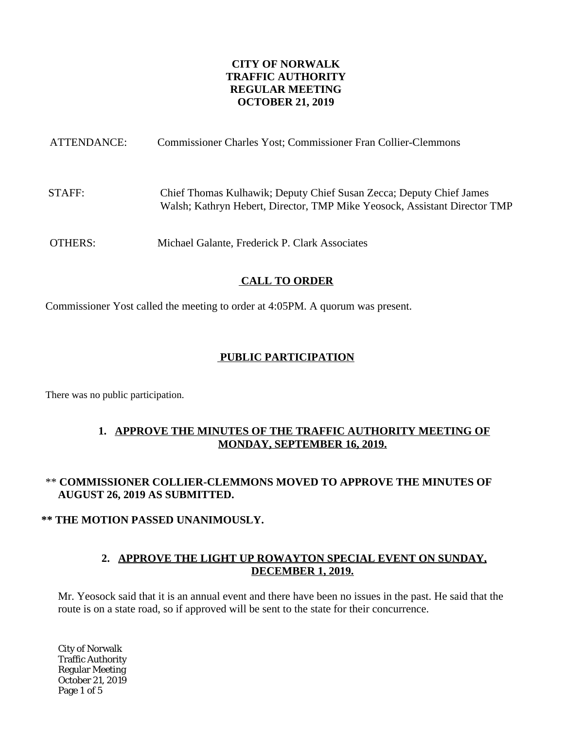**CITY OF NORWALK**
**TRAFFIC AUTHORITY**
**REGULAR MEETING**
**OCTOBER 21, 2019**

ATTENDANCE: Commissioner Charles Yost; Commissioner Fran Collier-Clemmons

STAFF: Chief Thomas Kulhawik; Deputy Chief Susan Zecca; Deputy Chief James Walsh; Kathryn Hebert, Director, TMP Mike Yeosock, Assistant Director TMP

OTHERS: Michael Galante, Frederick P. Clark Associates

## CALL TO ORDER

Commissioner Yost called the meeting to order at 4:05PM. A quorum was present.

## PUBLIC PARTICIPATION

There was no public participation.

### 1. APPROVE THE MINUTES OF THE TRAFFIC AUTHORITY MEETING OF MONDAY, SEPTEMBER 16, 2019.

** **COMMISSIONER COLLIER-CLEMMONS MOVED TO APPROVE THE MINUTES OF AUGUST 26, 2019 AS SUBMITTED.**

**** THE MOTION PASSED UNANIMOUSLY.**

### 2. APPROVE THE LIGHT UP ROWAYTON SPECIAL EVENT ON SUNDAY, DECEMBER 1, 2019.

Mr. Yeosock said that it is an annual event and there have been no issues in the past. He said that the route is on a state road, so if approved will be sent to the state for their concurrence.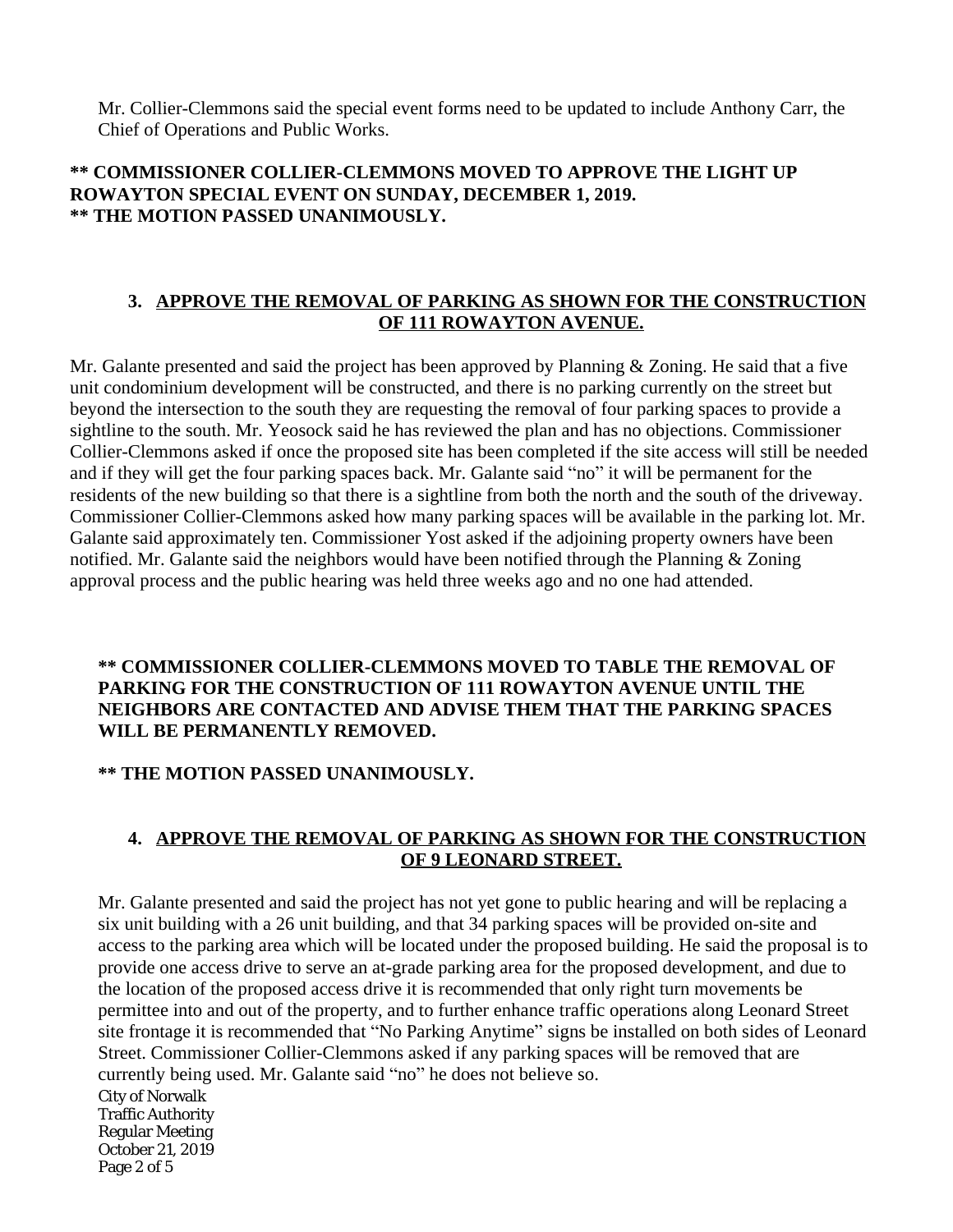Mr. Collier-Clemmons said the special event forms need to be updated to include Anthony Carr, the Chief of Operations and Public Works.

**\*\* COMMISSIONER COLLIER-CLEMMONS MOVED TO APPROVE THE LIGHT UP ROWAYTON SPECIAL EVENT ON SUNDAY, DECEMBER 1, 2019.**
**\*\* THE MOTION PASSED UNANIMOUSLY.**

### 3. APPROVE THE REMOVAL OF PARKING AS SHOWN FOR THE CONSTRUCTION OF 111 ROWAYTON AVENUE.

Mr. Galante presented and said the project has been approved by Planning & Zoning. He said that a five unit condominium development will be constructed, and there is no parking currently on the street but beyond the intersection to the south they are requesting the removal of four parking spaces to provide a sightline to the south. Mr. Yeosock said he has reviewed the plan and has no objections. Commissioner Collier-Clemmons asked if once the proposed site has been completed if the site access will still be needed and if they will get the four parking spaces back. Mr. Galante said "no" it will be permanent for the residents of the new building so that there is a sightline from both the north and the south of the driveway. Commissioner Collier-Clemmons asked how many parking spaces will be available in the parking lot. Mr. Galante said approximately ten. Commissioner Yost asked if the adjoining property owners have been notified. Mr. Galante said the neighbors would have been notified through the Planning & Zoning approval process and the public hearing was held three weeks ago and no one had attended.

**\*\* COMMISSIONER COLLIER-CLEMMONS MOVED TO TABLE THE REMOVAL OF PARKING FOR THE CONSTRUCTION OF 111 ROWAYTON AVENUE UNTIL THE NEIGHBORS ARE CONTACTED AND ADVISE THEM THAT THE PARKING SPACES WILL BE PERMANENTLY REMOVED.**

**\*\* THE MOTION PASSED UNANIMOUSLY.**

### 4. APPROVE THE REMOVAL OF PARKING AS SHOWN FOR THE CONSTRUCTION OF 9 LEONARD STREET.

Mr. Galante presented and said the project has not yet gone to public hearing and will be replacing a six unit building with a 26 unit building, and that 34 parking spaces will be provided on-site and access to the parking area which will be located under the proposed building. He said the proposal is to provide one access drive to serve an at-grade parking area for the proposed development, and due to the location of the proposed access drive it is recommended that only right turn movements be permittee into and out of the property, and to further enhance traffic operations along Leonard Street site frontage it is recommended that "No Parking Anytime" signs be installed on both sides of Leonard Street. Commissioner Collier-Clemmons asked if any parking spaces will be removed that are currently being used. Mr. Galante said "no" he does not believe so.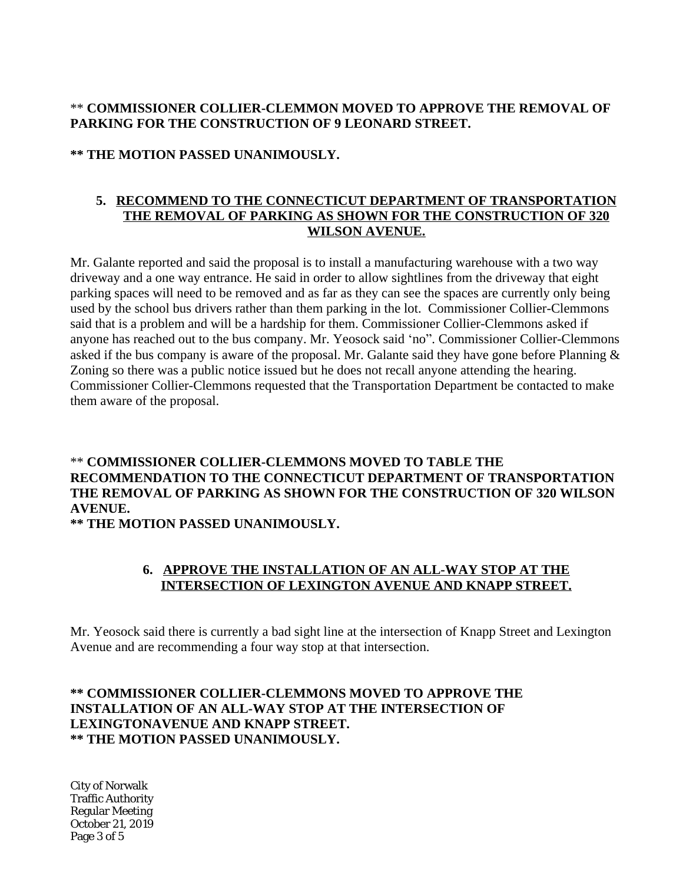** **COMMISSIONER COLLIER-CLEMMON MOVED TO APPROVE THE REMOVAL OF PARKING FOR THE CONSTRUCTION OF 9 LEONARD STREET.**

**\*\* THE MOTION PASSED UNANIMOUSLY.**

5. **<u>RECOMMEND TO THE CONNECTICUT DEPARTMENT OF TRANSPORTATION THE REMOVAL OF PARKING AS SHOWN FOR THE CONSTRUCTION OF 320 WILSON AVENUE.</u>**

Mr. Galante reported and said the proposal is to install a manufacturing warehouse with a two way driveway and a one way entrance. He said in order to allow sightlines from the driveway that eight parking spaces will need to be removed and as far as they can see the spaces are currently only being used by the school bus drivers rather than them parking in the lot. Commissioner Collier-Clemmons said that is a problem and will be a hardship for them. Commissioner Collier-Clemmons asked if anyone has reached out to the bus company. Mr. Yeosock said 'no". Commissioner Collier-Clemmons asked if the bus company is aware of the proposal. Mr. Galante said they have gone before Planning & Zoning so there was a public notice issued but he does not recall anyone attending the hearing. Commissioner Collier-Clemmons requested that the Transportation Department be contacted to make them aware of the proposal.

** **COMMISSIONER COLLIER-CLEMMONS MOVED TO TABLE THE RECOMMENDATION TO THE CONNECTICUT DEPARTMENT OF TRANSPORTATION THE REMOVAL OF PARKING AS SHOWN FOR THE CONSTRUCTION OF 320 WILSON AVENUE.**
**\*\* THE MOTION PASSED UNANIMOUSLY.**

6. **<u>APPROVE THE INSTALLATION OF AN ALL-WAY STOP AT THE INTERSECTION OF LEXINGTON AVENUE AND KNAPP STREET.</u>**

Mr. Yeosock said there is currently a bad sight line at the intersection of Knapp Street and Lexington Avenue and are recommending a four way stop at that intersection.

**\*\* COMMISSIONER COLLIER-CLEMMONS MOVED TO APPROVE THE INSTALLATION OF AN ALL-WAY STOP AT THE INTERSECTION OF LEXINGTONAVENUE AND KNAPP STREET.**
**\*\* THE MOTION PASSED UNANIMOUSLY.**

City of Norwalk
Traffic Authority
Regular Meeting
October 21, 2019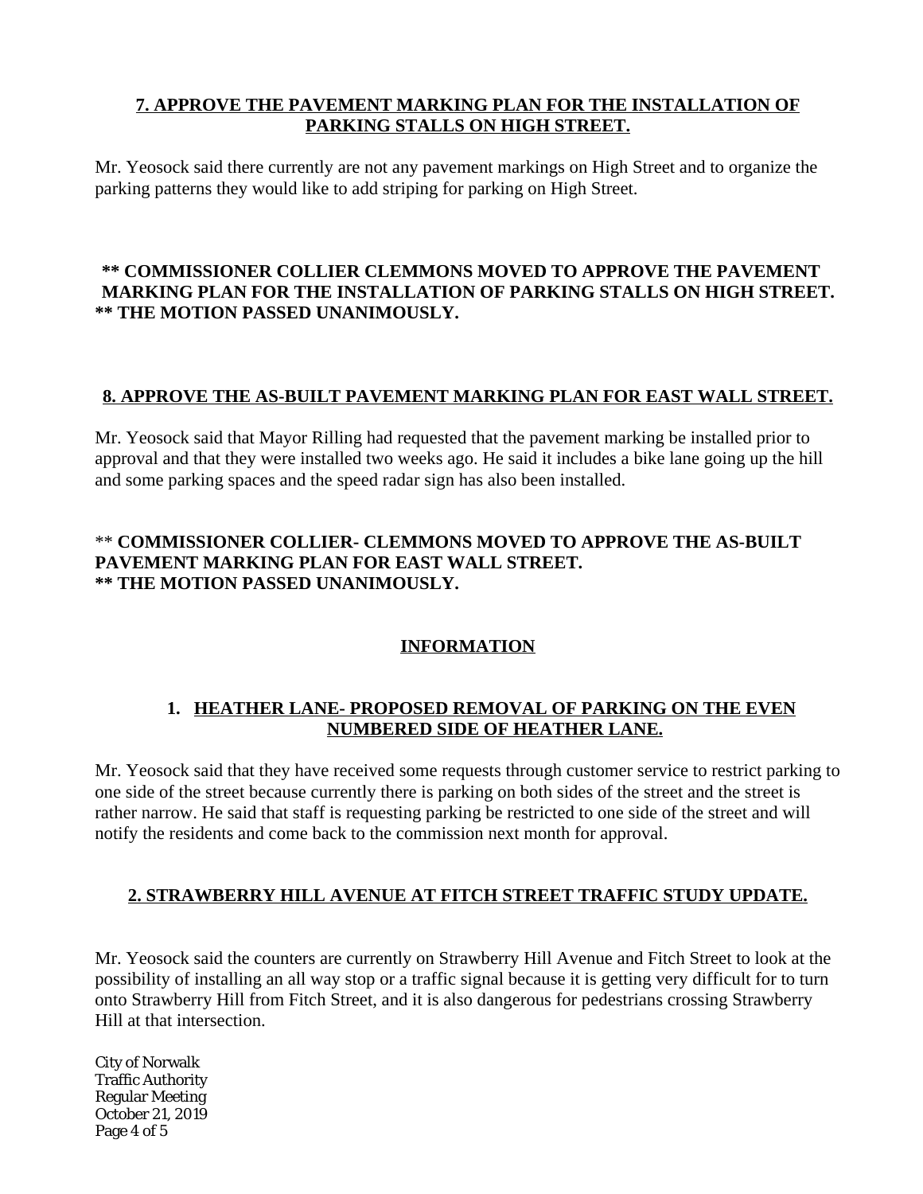## 7. APPROVE THE PAVEMENT MARKING PLAN FOR THE INSTALLATION OF PARKING STALLS ON HIGH STREET.

Mr. Yeosock said there currently are not any pavement markings on High Street and to organize the parking patterns they would like to add striping for parking on High Street.

**\*\* COMMISSIONER COLLIER CLEMMONS MOVED TO APPROVE THE PAVEMENT MARKING PLAN FOR THE INSTALLATION OF PARKING STALLS ON HIGH STREET.**
**\*\* THE MOTION PASSED UNANIMOUSLY.**

## 8. APPROVE THE AS-BUILT PAVEMENT MARKING PLAN FOR EAST WALL STREET.

Mr. Yeosock said that Mayor Rilling had requested that the pavement marking be installed prior to approval and that they were installed two weeks ago. He said it includes a bike lane going up the hill and some parking spaces and the speed radar sign has also been installed.

\*\* **COMMISSIONER COLLIER- CLEMMONS MOVED TO APPROVE THE AS-BUILT PAVEMENT MARKING PLAN FOR EAST WALL STREET.**
**\*\* THE MOTION PASSED UNANIMOUSLY.**

## INFORMATION

### 1. HEATHER LANE- PROPOSED REMOVAL OF PARKING ON THE EVEN NUMBERED SIDE OF HEATHER LANE.

Mr. Yeosock said that they have received some requests through customer service to restrict parking to one side of the street because currently there is parking on both sides of the street and the street is rather narrow. He said that staff is requesting parking be restricted to one side of the street and will notify the residents and come back to the commission next month for approval.

### 2. STRAWBERRY HILL AVENUE AT FITCH STREET TRAFFIC STUDY UPDATE.

Mr. Yeosock said the counters are currently on Strawberry Hill Avenue and Fitch Street to look at the possibility of installing an all way stop or a traffic signal because it is getting very difficult for to turn onto Strawberry Hill from Fitch Street, and it is also dangerous for pedestrians crossing Strawberry Hill at that intersection.

City of Norwalk
Traffic Authority
Regular Meeting
October 21, 2019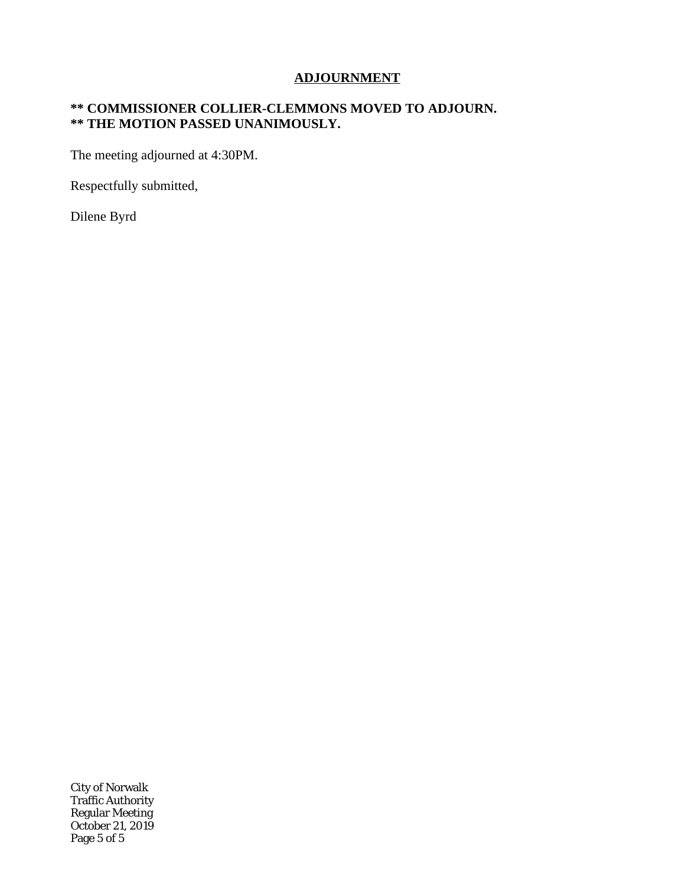## ADJOURNMENT

**\*\* COMMISSIONER COLLIER-CLEMMONS MOVED TO ADJOURN.**
**\*\* THE MOTION PASSED UNANIMOUSLY.**

The meeting adjourned at 4:30PM.

Respectfully submitted,

Dilene Byrd